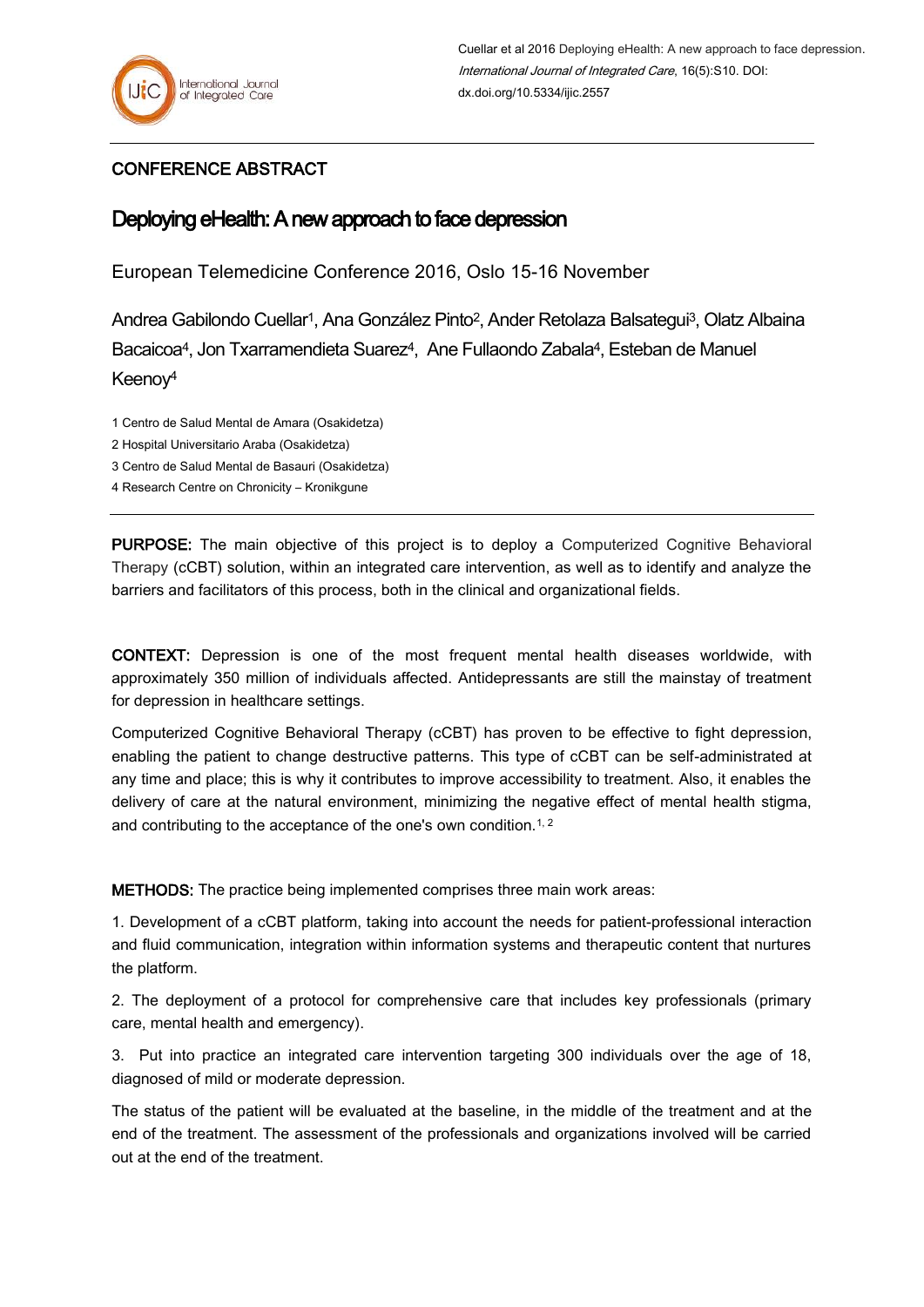CONFERENCE ABSTRACT

# Deploying eHealth: A new approach to face depression

European Telemedicine Conference 2016, Oslo 15-16 November

Andrea Gabilondo Cuellar[1], Ana González Pinto[2], Ander Retolaza Balsategui[3], Olatz Albaina Bacaicoa[4], Jon Txarramendieta Suarez[4], Ane Fullaondo Zabala[4], Esteban de Manuel Keenoy[4]

1 Centro de Salud Mental de Amara (Osakidetza)

2 Hospital Universitario Araba (Osakidetza)

3 Centro de Salud Mental de Basauri (Osakidetza)

4 Research Centre on Chronicity – Kronikgune

**PURPOSE:** The main objective of this project is to deploy a Computerized Cognitive Behavioral Therapy (cCBT) solution, within an integrated care intervention, as well as to identify and analyze the barriers and facilitators of this process, both in the clinical and organizational fields.

**CONTEXT:** Depression is one of the most frequent mental health diseases worldwide, with approximately 350 million of individuals affected. Antidepressants are still the mainstay of treatment for depression in healthcare settings.

Computerized Cognitive Behavioral Therapy (cCBT) has proven to be effective to fight depression, enabling the patient to change destructive patterns. This type of cCBT can be self-administrated at any time and place; this is why it contributes to improve accessibility to treatment. Also, it enables the delivery of care at the natural environment, minimizing the negative effect of mental health stigma, and contributing to the acceptance of the one's own condition.[1, 2]

**METHODS:** The practice being implemented comprises three main work areas:

1. Development of a cCBT platform, taking into account the needs for patient-professional interaction and fluid communication, integration within information systems and therapeutic content that nurtures the platform.

2. The deployment of a protocol for comprehensive care that includes key professionals (primary care, mental health and emergency).

3. Put into practice an integrated care intervention targeting 300 individuals over the age of 18, diagnosed of mild or moderate depression.

The status of the patient will be evaluated at the baseline, in the middle of the treatment and at the end of the treatment. The assessment of the professionals and organizations involved will be carried out at the end of the treatment.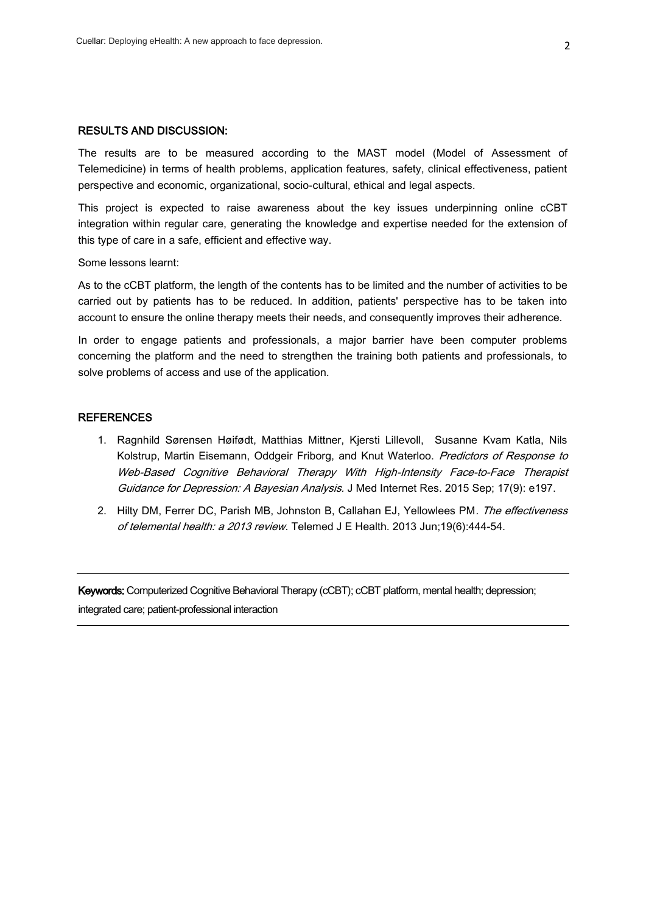## RESULTS AND DISCUSSION:

The results are to be measured according to the MAST model (Model of Assessment of Telemedicine) in terms of health problems, application features, safety, clinical effectiveness, patient perspective and economic, organizational, socio-cultural, ethical and legal aspects.

This project is expected to raise awareness about the key issues underpinning online cCBT integration within regular care, generating the knowledge and expertise needed for the extension of this type of care in a safe, efficient and effective way.

Some lessons learnt:

As to the cCBT platform, the length of the contents has to be limited and the number of activities to be carried out by patients has to be reduced. In addition, patients' perspective has to be taken into account to ensure the online therapy meets their needs, and consequently improves their adherence.

In order to engage patients and professionals, a major barrier have been computer problems concerning the platform and the need to strengthen the training both patients and professionals, to solve problems of access and use of the application.

## REFERENCES

1. Ragnhild Sørensen Høifødt, Matthias Mittner, Kjersti Lillevoll, Susanne Kvam Katla, Nils Kolstrup, Martin Eisemann, Oddgeir Friborg, and Knut Waterloo. *Predictors of Response to Web-Based Cognitive Behavioral Therapy With High-Intensity Face-to-Face Therapist Guidance for Depression: A Bayesian Analysis*. J Med Internet Res. 2015 Sep; 17(9): e197.
2. Hilty DM, Ferrer DC, Parish MB, Johnston B, Callahan EJ, Yellowlees PM. *The effectiveness of telemental health: a 2013 review*. Telemed J E Health. 2013 Jun;19(6):444-54.

---

**Keywords:** Computerized Cognitive Behavioral Therapy (cCBT); cCBT platform, mental health; depression; integrated care; patient-professional interaction

---